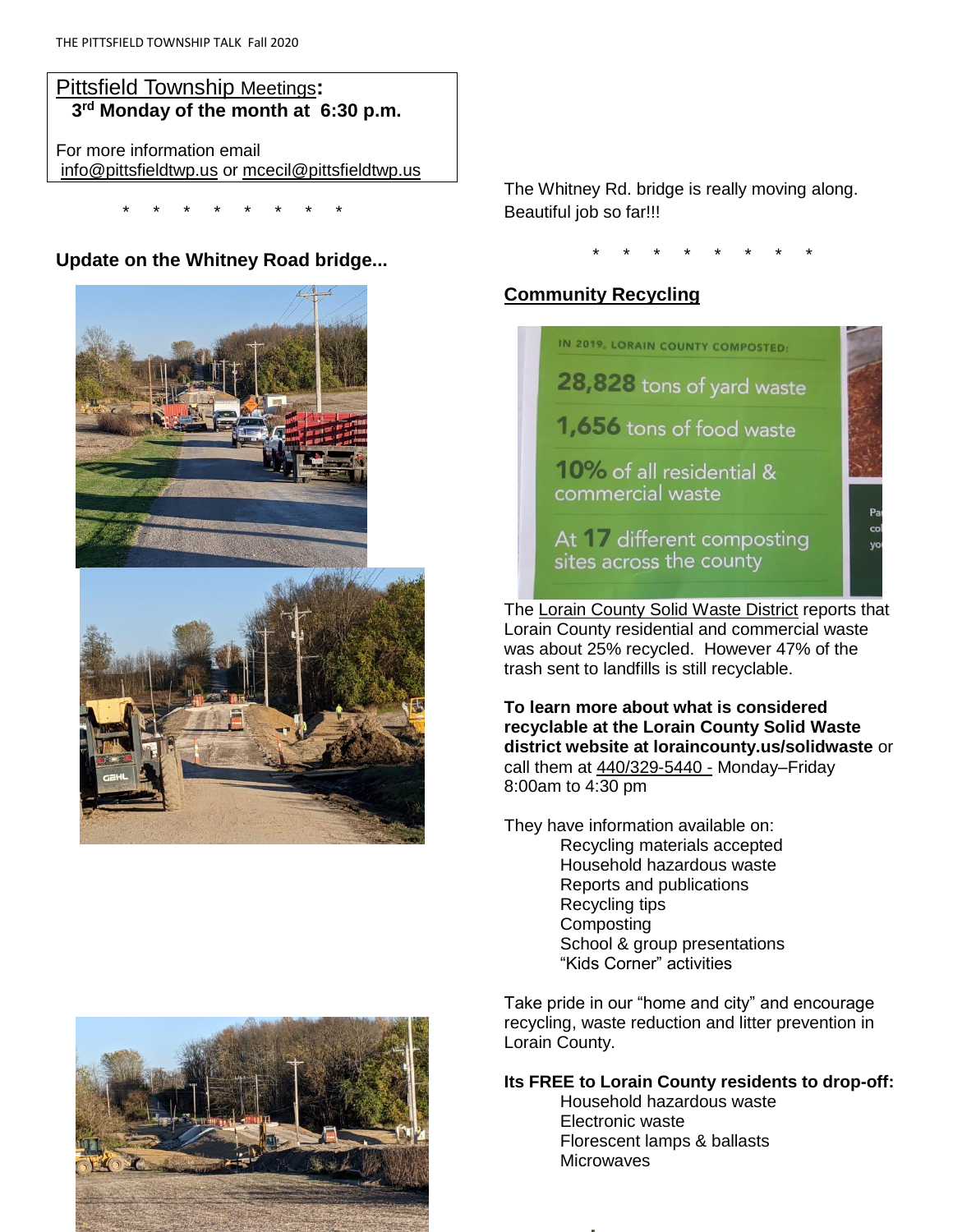Pittsfield Township Meetings:
**3rd Monday of the month at 6:30 p.m.**

For more information email info@pittsfieldtwp.us or mcecil@pittsfieldtwp.us

\* \* \* \* \* \* \* \*

### Update on the Whitney Road bridge...

The Whitney Rd. bridge is really moving along. Beautiful job so far!!!

\* \* \* \* \* \* \* \*

## Community Recycling

IN 2019, LORAIN COUNTY COMPOSTED:

28,828 tons of yard waste

1,656 tons of food waste

10% of all residential & commercial waste

At 17 different composting sites across the county

The Lorain County Solid Waste District reports that Lorain County residential and commercial waste was about 25% recycled. However 47% of the trash sent to landfills is still recyclable.

**To learn more about what is considered recyclable at the Lorain County Solid Waste district website at loraincounty.us/solidwaste** or call them at 440/329-5440 - Monday–Friday 8:00am to 4:30 pm

They have information available on:

- Recycling materials accepted
- Household hazardous waste
- Reports and publications
- Recycling tips
- Composting
- School & group presentations
- "Kids Corner" activities

Take pride in our "home and city" and encourage recycling, waste reduction and litter prevention in Lorain County.

**Its FREE to Lorain County residents to drop-off:**

- Household hazardous waste
- Electronic waste
- Florescent lamps & ballasts
- Microwaves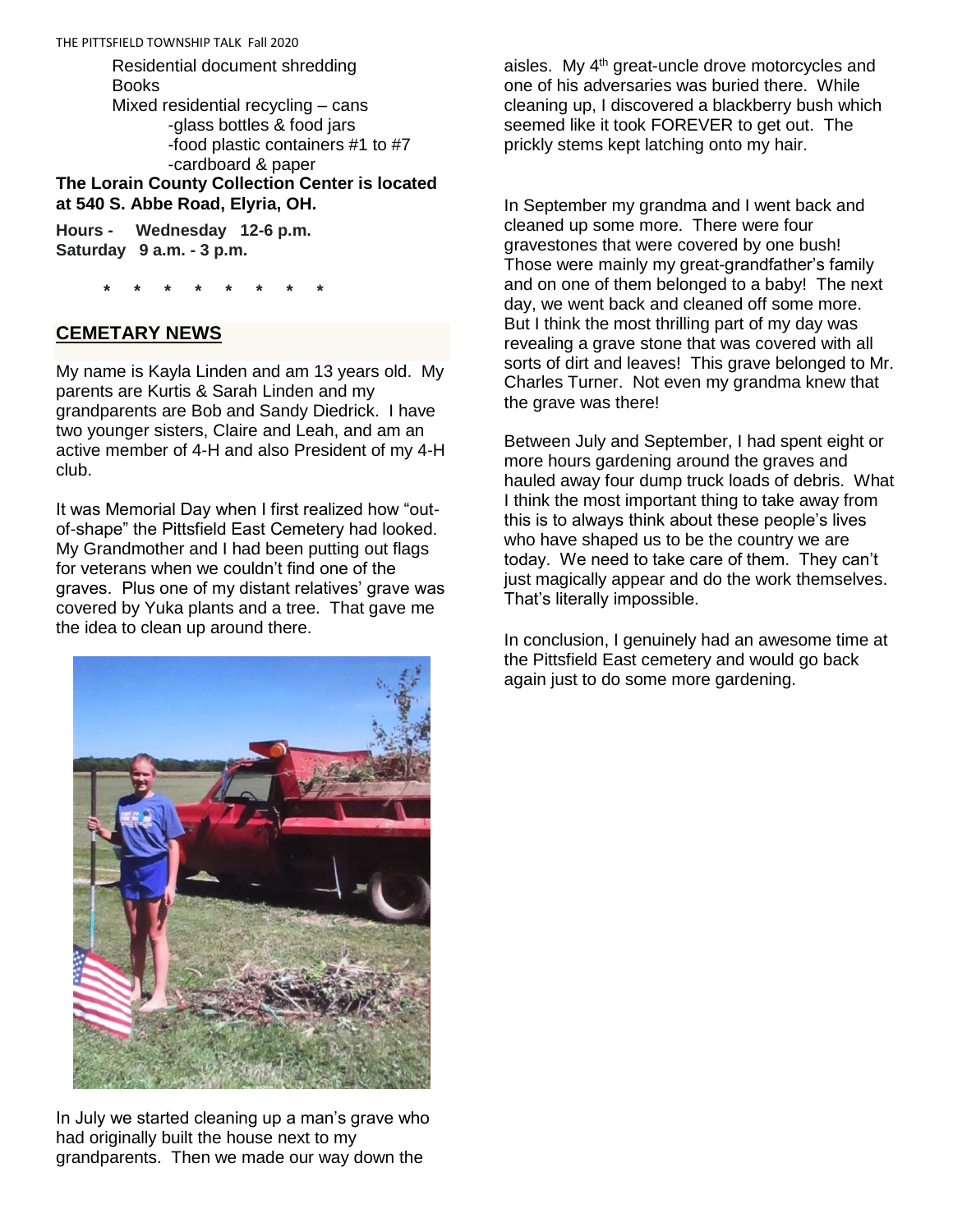Residential document shredding
Books
Mixed residential recycling – cans
- glass bottles & food jars
- food plastic containers #1 to #7
- cardboard & paper

**The Lorain County Collection Center is located at 540 S. Abbe Road, Elyria, OH.**

**Hours - Wednesday 12-6 p.m.**
**Saturday 9 a.m. - 3 p.m.**

\* \* \* \* \* \* \* \*

## CEMETARY NEWS

My name is Kayla Linden and am 13 years old. My parents are Kurtis & Sarah Linden and my grandparents are Bob and Sandy Diedrick. I have two younger sisters, Claire and Leah, and am an active member of 4-H and also President of my 4-H club.

It was Memorial Day when I first realized how "out-of-shape" the Pittsfield East Cemetery had looked. My Grandmother and I had been putting out flags for veterans when we couldn't find one of the graves. Plus one of my distant relatives' grave was covered by Yuka plants and a tree. That gave me the idea to clean up around there.

In July we started cleaning up a man's grave who had originally built the house next to my grandparents. Then we made our way down the aisles. My 4th great-uncle drove motorcycles and one of his adversaries was buried there. While cleaning up, I discovered a blackberry bush which seemed like it took FOREVER to get out. The prickly stems kept latching onto my hair.

In September my grandma and I went back and cleaned up some more. There were four gravestones that were covered by one bush! Those were mainly my great-grandfather's family and on one of them belonged to a baby! The next day, we went back and cleaned off some more. But I think the most thrilling part of my day was revealing a grave stone that was covered with all sorts of dirt and leaves! This grave belonged to Mr. Charles Turner. Not even my grandma knew that the grave was there!

Between July and September, I had spent eight or more hours gardening around the graves and hauled away four dump truck loads of debris. What I think the most important thing to take away from this is to always think about these people's lives who have shaped us to be the country we are today. We need to take care of them. They can't just magically appear and do the work themselves. That's literally impossible.

In conclusion, I genuinely had an awesome time at the Pittsfield East cemetery and would go back again just to do some more gardening.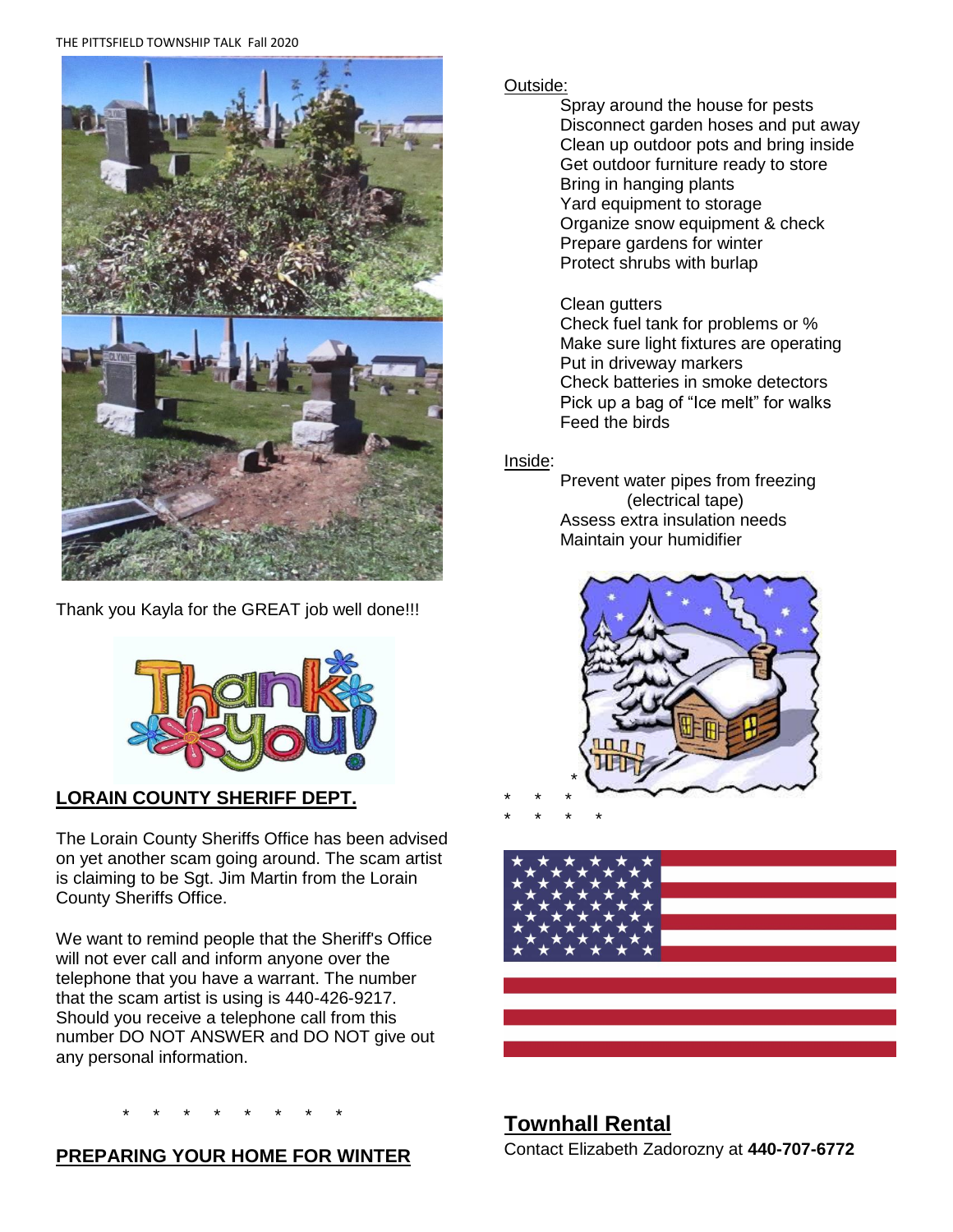Thank you Kayla for the GREAT job well done!!!

## LORAIN COUNTY SHERIFF DEPT.

The Lorain County Sheriffs Office has been advised on yet another scam going around. The scam artist is claiming to be Sgt. Jim Martin from the Lorain County Sheriffs Office.

We want to remind people that the Sheriff's Office will not ever call and inform anyone over the telephone that you have a warrant. The number that the scam artist is using is 440-426-9217. Should you receive a telephone call from this number DO NOT ANSWER and DO NOT give out any personal information.

\* \* \* \* \* \* \* \*

## PREPARING YOUR HOME FOR WINTER

Outside:

- Spray around the house for pests
- Disconnect garden hoses and put away
- Clean up outdoor pots and bring inside
- Get outdoor furniture ready to store
- Bring in hanging plants
- Yard equipment to storage
- Organize snow equipment & check
- Prepare gardens for winter
- Protect shrubs with burlap

- Clean gutters
- Check fuel tank for problems or %
- Make sure light fixtures are operating
- Put in driveway markers
- Check batteries in smoke detectors
- Pick up a bag of "Ice melt" for walks
- Feed the birds

Inside:

- Prevent water pipes from freezing (electrical tape)
- Assess extra insulation needs
- Maintain your humidifier

\* \* \* \*

## Townhall Rental

Contact Elizabeth Zadorozny at **440-707-6772**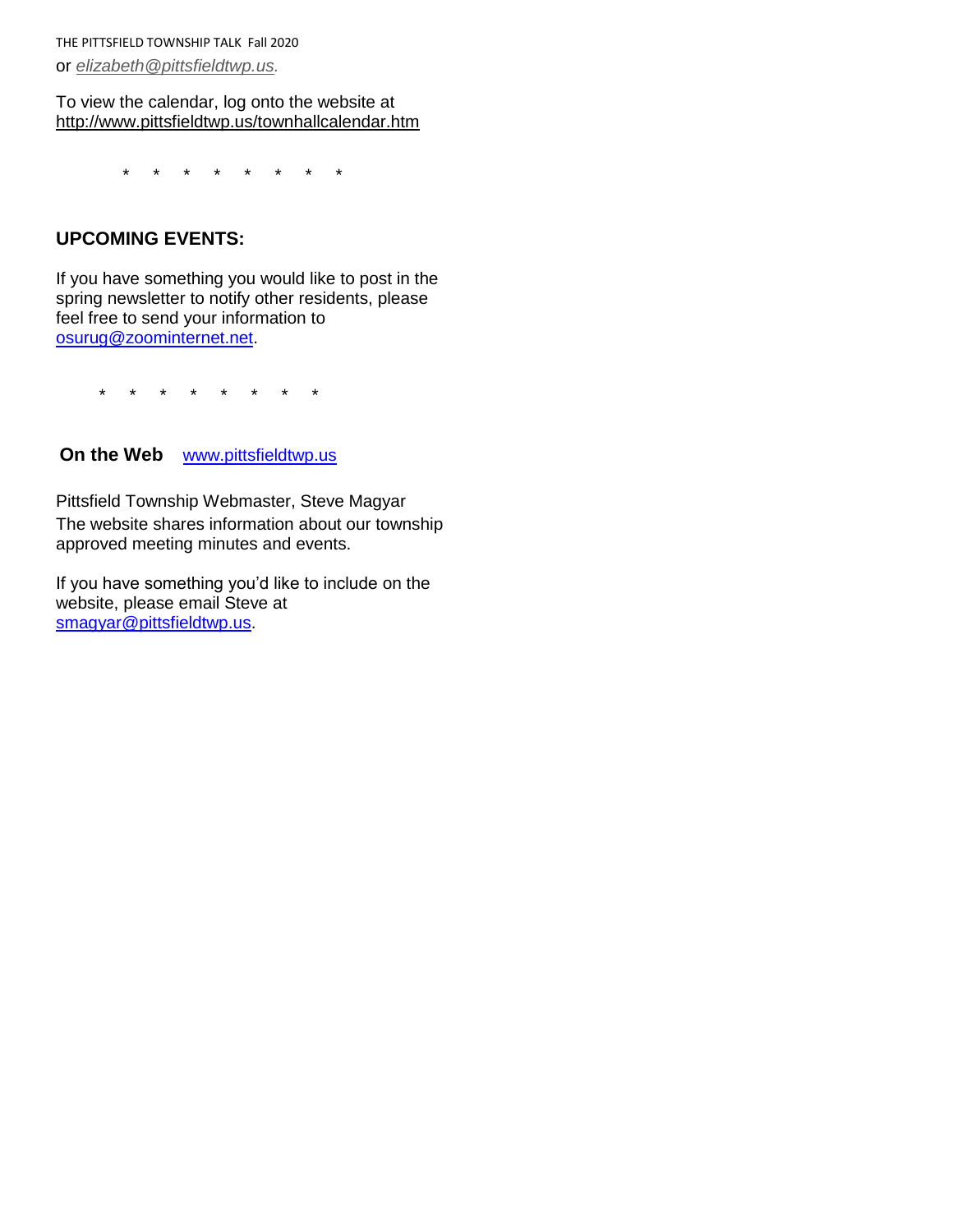or *elizabeth@pittsfieldtwp.us.*

To view the calendar, log onto the website at http://www.pittsfieldtwp.us/townhallcalendar.htm

\* \* \* \* \* \* \* \*

## UPCOMING EVENTS:

If you have something you would like to post in the spring newsletter to notify other residents, please feel free to send your information to osurug@zoominternet.net.

\* \* \* \* \* \* \* \*

**On the Web** www.pittsfieldtwp.us

Pittsfield Township Webmaster, Steve Magyar
The website shares information about our township approved meeting minutes and events.

If you have something you'd like to include on the website, please email Steve at smagyar@pittsfieldtwp.us.